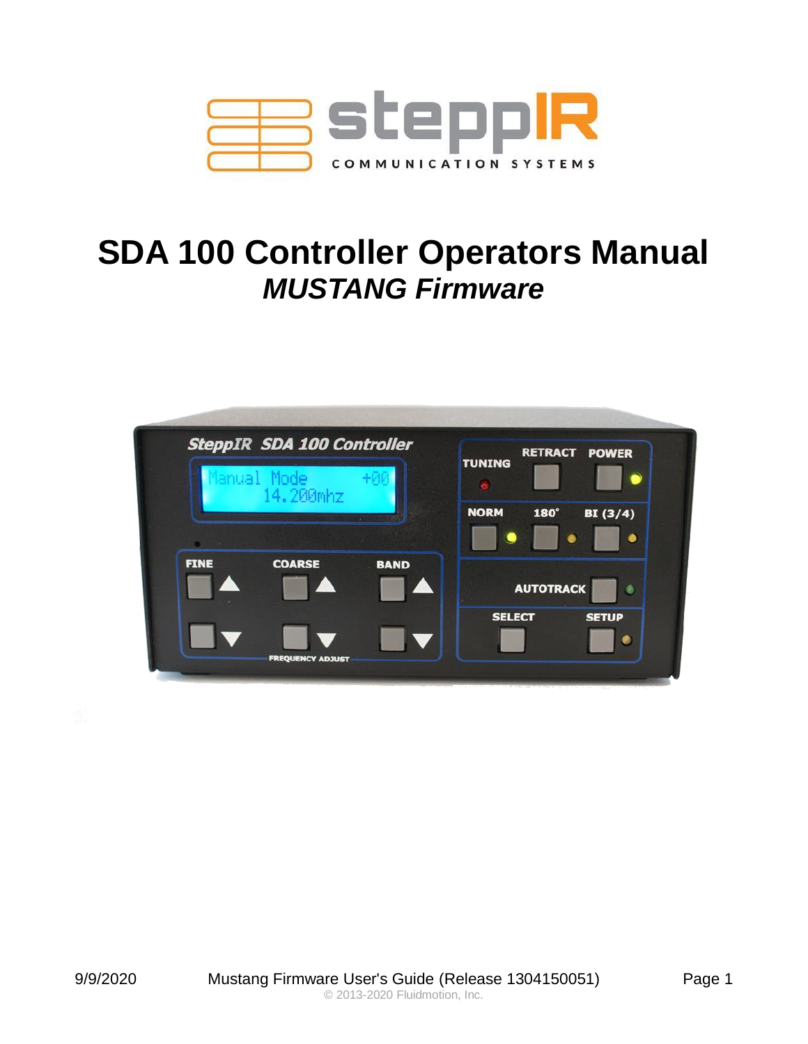# SDA 100 Controller Operators Manual

## *MUSTANG Firmware*

9/9/2020 Mustang Firmware User's Guide (Release 1304150051)

© 2013-2020 Fluidmotion, Inc.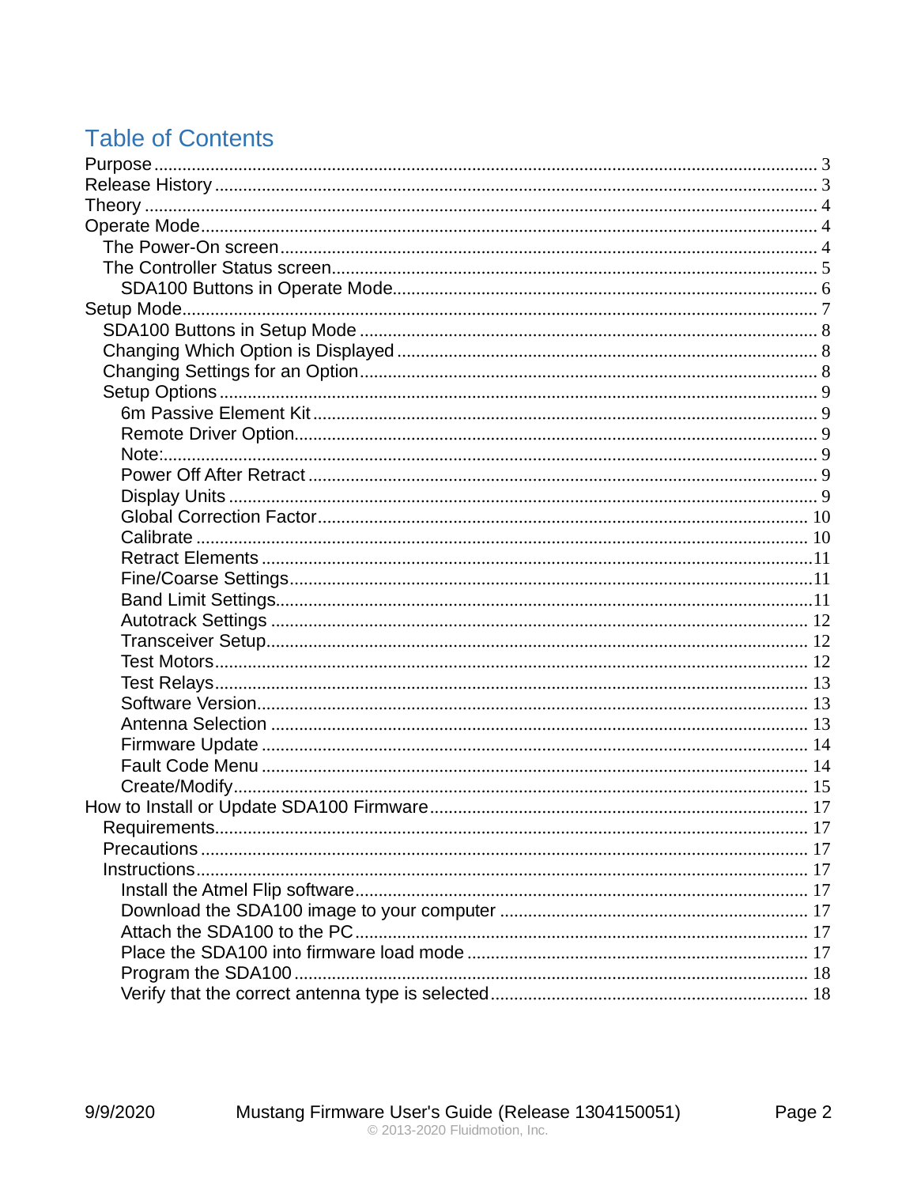# Table of Contents

- Purpose ... 3
- Release History ... 3
- Theory ... 4
- Operate Mode ... 4
  - The Power-On screen ... 4
  - The Controller Status screen ... 5
    - SDA100 Buttons in Operate Mode ... 6
- Setup Mode ... 7
  - SDA100 Buttons in Setup Mode ... 8
  - Changing Which Option is Displayed ... 8
  - Changing Settings for an Option ... 8
  - Setup Options ... 9
    - 6m Passive Element Kit ... 9
    - Remote Driver Option ... 9
    - Note: ... 9
    - Power Off After Retract ... 9
    - Display Units ... 9
    - Global Correction Factor ... 10
    - Calibrate ... 10
    - Retract Elements ... 11
    - Fine/Coarse Settings ... 11
    - Band Limit Settings ... 11
    - Autotrack Settings ... 12
    - Transceiver Setup ... 12
    - Test Motors ... 12
    - Test Relays ... 13
    - Software Version ... 13
    - Antenna Selection ... 13
    - Firmware Update ... 14
    - Fault Code Menu ... 14
    - Create/Modify ... 15
- How to Install or Update SDA100 Firmware ... 17
  - Requirements ... 17
  - Precautions ... 17
  - Instructions ... 17
    - Install the Atmel Flip software ... 17
    - Download the SDA100 image to your computer ... 17
    - Attach the SDA100 to the PC ... 17
    - Place the SDA100 into firmware load mode ... 17
    - Program the SDA100 ... 18
    - Verify that the correct antenna type is selected ... 18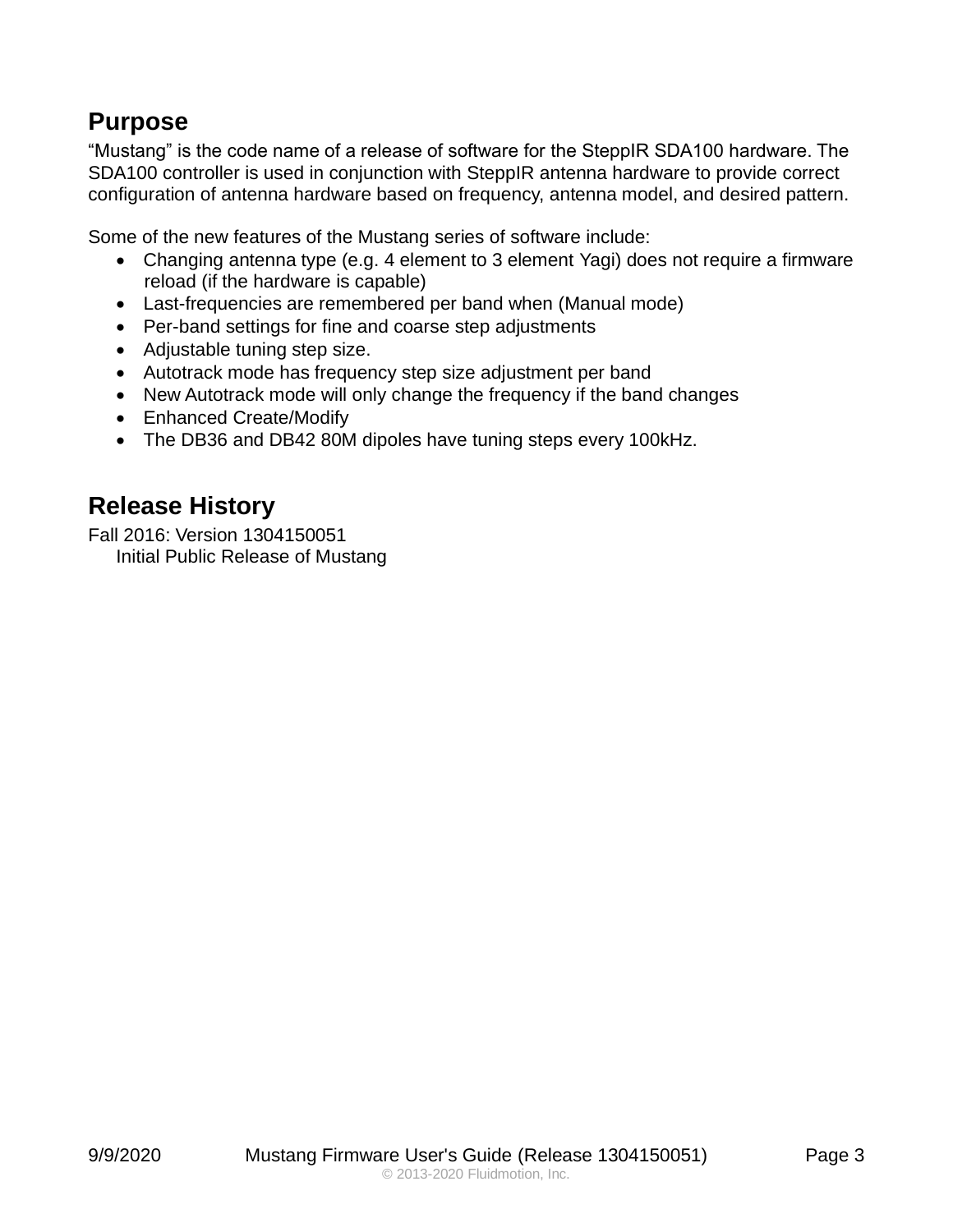## Purpose

"Mustang" is the code name of a release of software for the SteppIR SDA100 hardware. The SDA100 controller is used in conjunction with SteppIR antenna hardware to provide correct configuration of antenna hardware based on frequency, antenna model, and desired pattern.

Some of the new features of the Mustang series of software include:

- Changing antenna type (e.g. 4 element to 3 element Yagi) does not require a firmware reload (if the hardware is capable)
- Last-frequencies are remembered per band when (Manual mode)
- Per-band settings for fine and coarse step adjustments
- Adjustable tuning step size.
- Autotrack mode has frequency step size adjustment per band
- New Autotrack mode will only change the frequency if the band changes
- Enhanced Create/Modify
- The DB36 and DB42 80M dipoles have tuning steps every 100kHz.

## Release History

Fall 2016: Version 1304150051

Initial Public Release of Mustang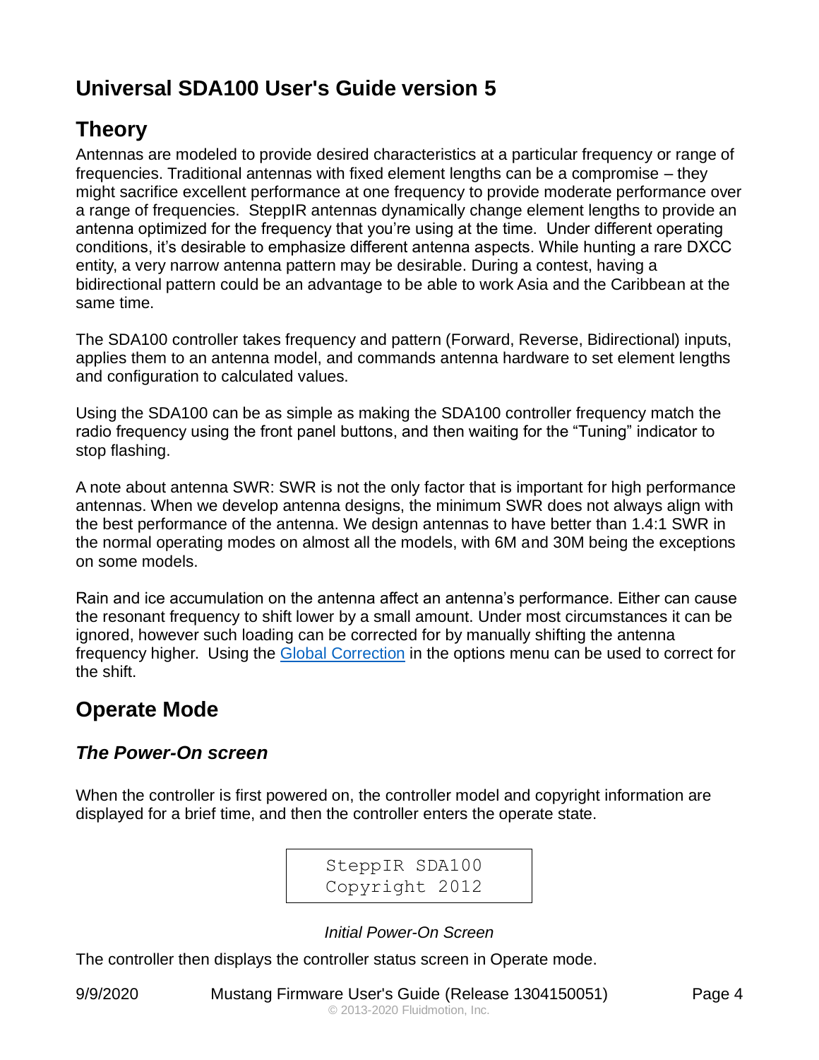# Universal SDA100 User's Guide version 5

## Theory

Antennas are modeled to provide desired characteristics at a particular frequency or range of frequencies. Traditional antennas with fixed element lengths can be a compromise – they might sacrifice excellent performance at one frequency to provide moderate performance over a range of frequencies. SteppIR antennas dynamically change element lengths to provide an antenna optimized for the frequency that you're using at the time. Under different operating conditions, it's desirable to emphasize different antenna aspects. While hunting a rare DXCC entity, a very narrow antenna pattern may be desirable. During a contest, having a bidirectional pattern could be an advantage to be able to work Asia and the Caribbean at the same time.

The SDA100 controller takes frequency and pattern (Forward, Reverse, Bidirectional) inputs, applies them to an antenna model, and commands antenna hardware to set element lengths and configuration to calculated values.

Using the SDA100 can be as simple as making the SDA100 controller frequency match the radio frequency using the front panel buttons, and then waiting for the "Tuning" indicator to stop flashing.

A note about antenna SWR: SWR is not the only factor that is important for high performance antennas. When we develop antenna designs, the minimum SWR does not always align with the best performance of the antenna. We design antennas to have better than 1.4:1 SWR in the normal operating modes on almost all the models, with 6M and 30M being the exceptions on some models.

Rain and ice accumulation on the antenna affect an antenna's performance. Either can cause the resonant frequency to shift lower by a small amount. Under most circumstances it can be ignored, however such loading can be corrected for by manually shifting the antenna frequency higher. Using the Global Correction in the options menu can be used to correct for the shift.

## Operate Mode

### *The Power-On screen*

When the controller is first powered on, the controller model and copyright information are displayed for a brief time, and then the controller enters the operate state.

```
SteppIR SDA100
Copyright 2012
```

*Initial Power-On Screen*

The controller then displays the controller status screen in Operate mode.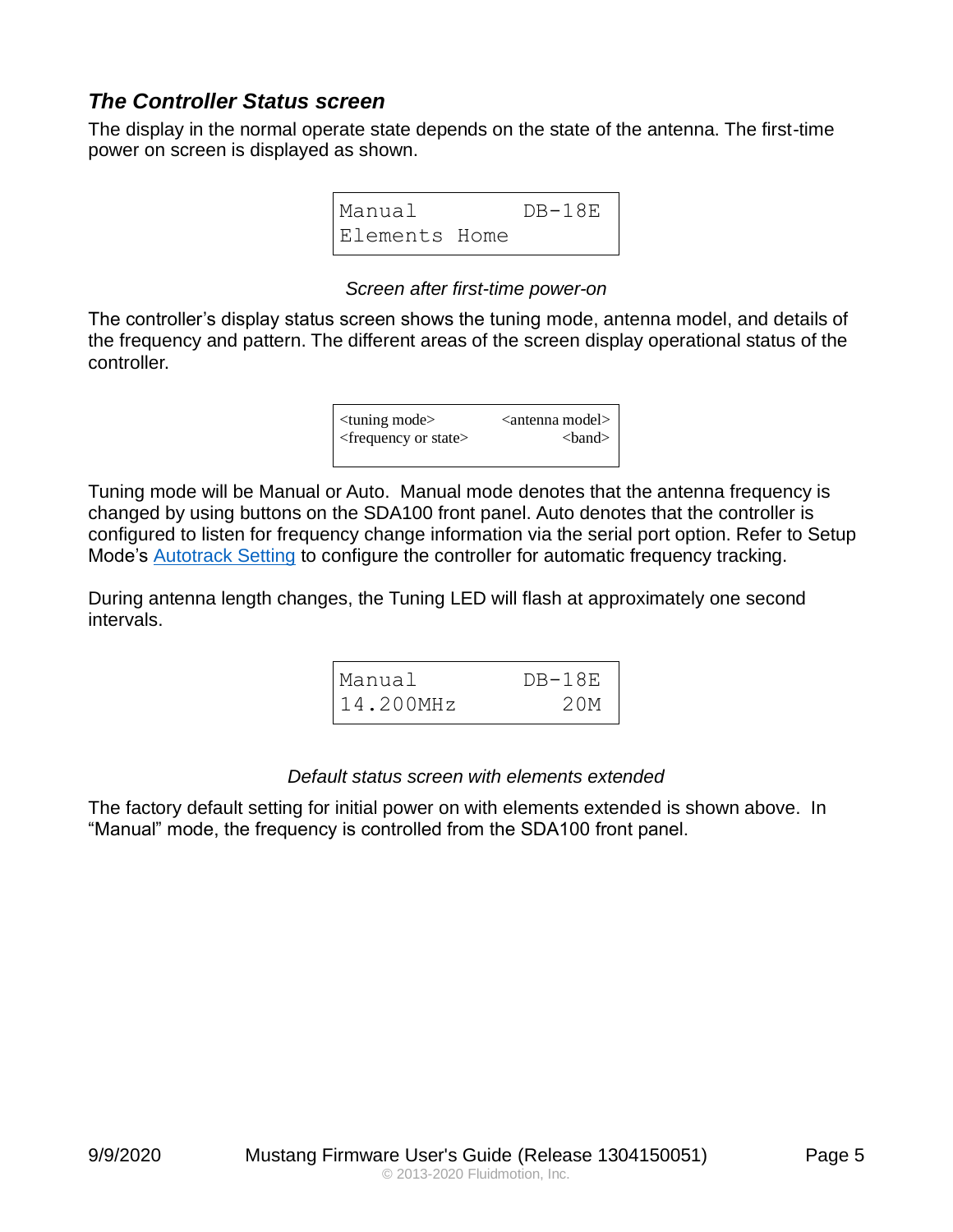### *The Controller Status screen*

The display in the normal operate state depends on the state of the antenna. The first-time power on screen is displayed as shown.

```
Manual         DB-18E
Elements Home
```

*Screen after first-time power-on*

The controller's display status screen shows the tuning mode, antenna model, and details of the frequency and pattern. The different areas of the screen display operational status of the controller.

```
<tuning mode>          <antenna model>
<frequency or state>            <band>
```

Tuning mode will be Manual or Auto. Manual mode denotes that the antenna frequency is changed by using buttons on the SDA100 front panel. Auto denotes that the controller is configured to listen for frequency change information via the serial port option. Refer to Setup Mode's Autotrack Setting to configure the controller for automatic frequency tracking.

During antenna length changes, the Tuning LED will flash at approximately one second intervals.

```
Manual         DB-18E
14.200MHz         20M
```

*Default status screen with elements extended*

The factory default setting for initial power on with elements extended is shown above. In "Manual" mode, the frequency is controlled from the SDA100 front panel.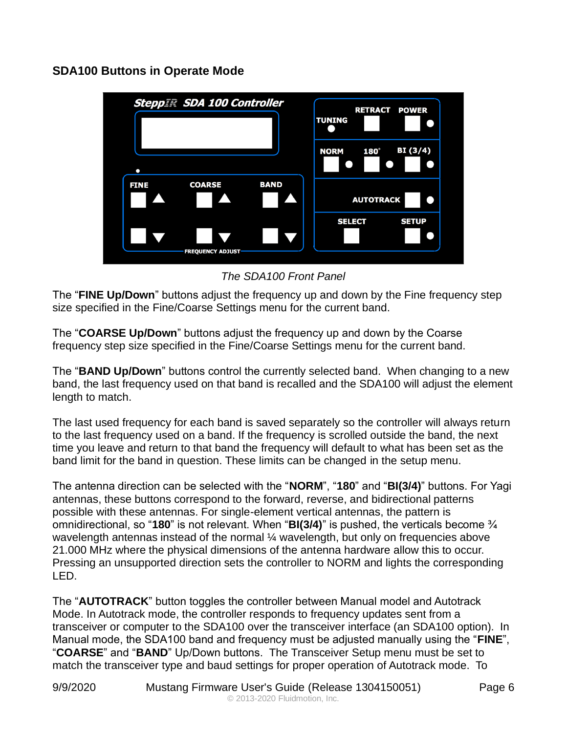### SDA100 Buttons in Operate Mode

*The SDA100 Front Panel*

The “**FINE Up/Down**” buttons adjust the frequency up and down by the Fine frequency step size specified in the Fine/Coarse Settings menu for the current band.

The “**COARSE Up/Down**” buttons adjust the frequency up and down by the Coarse frequency step size specified in the Fine/Coarse Settings menu for the current band.

The “**BAND Up/Down**” buttons control the currently selected band. When changing to a new band, the last frequency used on that band is recalled and the SDA100 will adjust the element length to match.

The last used frequency for each band is saved separately so the controller will always return to the last frequency used on a band. If the frequency is scrolled outside the band, the next time you leave and return to that band the frequency will default to what has been set as the band limit for the band in question. These limits can be changed in the setup menu.

The antenna direction can be selected with the “**NORM**”, “**180**” and “**BI(3/4)**” buttons. For Yagi antennas, these buttons correspond to the forward, reverse, and bidirectional patterns possible with these antennas. For single-element vertical antennas, the pattern is omnidirectional, so “**180**” is not relevant. When “**BI(3/4)**” is pushed, the verticals become ¾ wavelength antennas instead of the normal ¼ wavelength, but only on frequencies above 21.000 MHz where the physical dimensions of the antenna hardware allow this to occur. Pressing an unsupported direction sets the controller to NORM and lights the corresponding LED.

The “**AUTOTRACK**” button toggles the controller between Manual model and Autotrack Mode. In Autotrack mode, the controller responds to frequency updates sent from a transceiver or computer to the SDA100 over the transceiver interface (an SDA100 option). In Manual mode, the SDA100 band and frequency must be adjusted manually using the “**FINE**”, “**COARSE**” and “**BAND**” Up/Down buttons. The Transceiver Setup menu must be set to match the transceiver type and baud settings for proper operation of Autotrack mode. To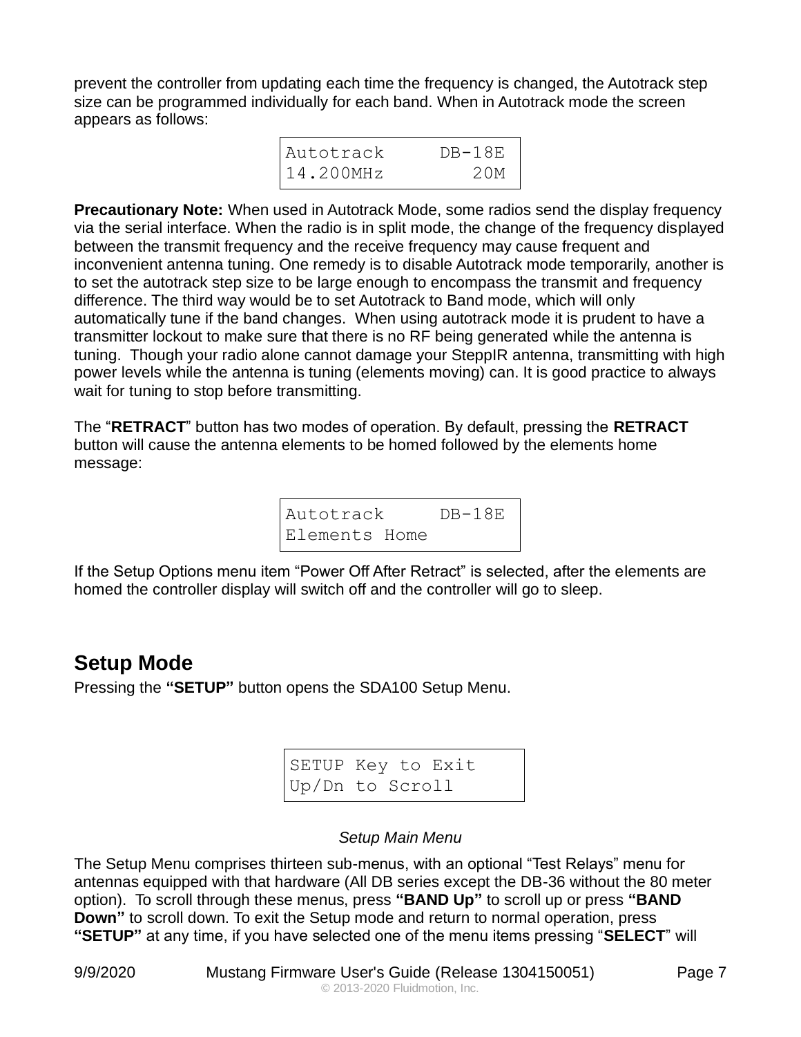prevent the controller from updating each time the frequency is changed, the Autotrack step size can be programmed individually for each band. When in Autotrack mode the screen appears as follows:

```
Autotrack      DB-18E
14.200MHz         20M
```

**Precautionary Note:** When used in Autotrack Mode, some radios send the display frequency via the serial interface. When the radio is in split mode, the change of the frequency displayed between the transmit frequency and the receive frequency may cause frequent and inconvenient antenna tuning. One remedy is to disable Autotrack mode temporarily, another is to set the autotrack step size to be large enough to encompass the transmit and frequency difference. The third way would be to set Autotrack to Band mode, which will only automatically tune if the band changes. When using autotrack mode it is prudent to have a transmitter lockout to make sure that there is no RF being generated while the antenna is tuning. Though your radio alone cannot damage your SteppIR antenna, transmitting with high power levels while the antenna is tuning (elements moving) can. It is good practice to always wait for tuning to stop before transmitting.

The “**RETRACT**” button has two modes of operation. By default, pressing the **RETRACT** button will cause the antenna elements to be homed followed by the elements home message:

```
Autotrack      DB-18E
Elements Home
```

If the Setup Options menu item “Power Off After Retract” is selected, after the elements are homed the controller display will switch off and the controller will go to sleep.

## Setup Mode

Pressing the **“SETUP”** button opens the SDA100 Setup Menu.

```
SETUP Key to Exit
Up/Dn to Scroll
```

*Setup Main Menu*

The Setup Menu comprises thirteen sub-menus, with an optional “Test Relays” menu for antennas equipped with that hardware (All DB series except the DB-36 without the 80 meter option). To scroll through these menus, press **“BAND Up”** to scroll up or press **“BAND Down”** to scroll down. To exit the Setup mode and return to normal operation, press **“SETUP”** at any time, if you have selected one of the menu items pressing “**SELECT**” will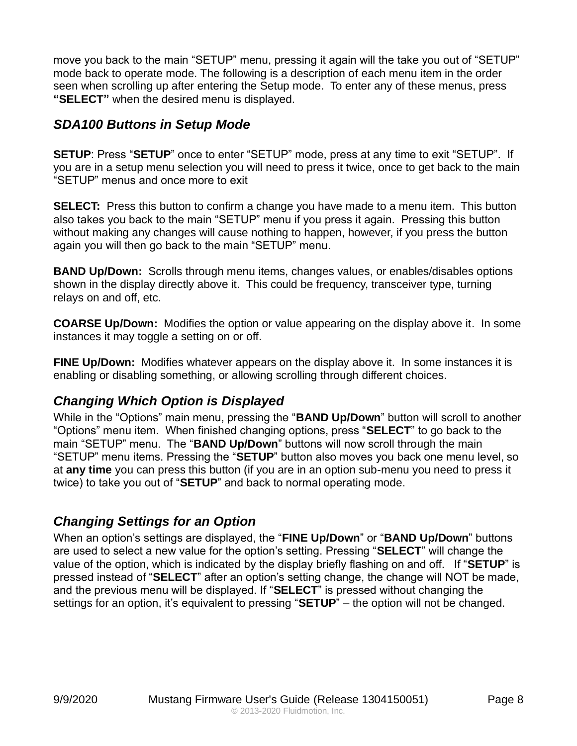move you back to the main “SETUP” menu, pressing it again will the take you out of “SETUP” mode back to operate mode. The following is a description of each menu item in the order seen when scrolling up after entering the Setup mode. To enter any of these menus, press **“SELECT”** when the desired menu is displayed.

## *SDA100 Buttons in Setup Mode*

**SETUP**: Press “**SETUP**” once to enter “SETUP” mode, press at any time to exit “SETUP”. If you are in a setup menu selection you will need to press it twice, once to get back to the main “SETUP” menus and once more to exit

**SELECT:** Press this button to confirm a change you have made to a menu item. This button also takes you back to the main “SETUP” menu if you press it again. Pressing this button without making any changes will cause nothing to happen, however, if you press the button again you will then go back to the main “SETUP” menu.

**BAND Up/Down:** Scrolls through menu items, changes values, or enables/disables options shown in the display directly above it. This could be frequency, transceiver type, turning relays on and off, etc.

**COARSE Up/Down:** Modifies the option or value appearing on the display above it. In some instances it may toggle a setting on or off.

**FINE Up/Down:** Modifies whatever appears on the display above it. In some instances it is enabling or disabling something, or allowing scrolling through different choices.

## *Changing Which Option is Displayed*

While in the “Options” main menu, pressing the “**BAND Up/Down**” button will scroll to another “Options” menu item. When finished changing options, press “**SELECT**” to go back to the main “SETUP” menu. The “**BAND Up/Down**” buttons will now scroll through the main “SETUP” menu items. Pressing the “**SETUP**” button also moves you back one menu level, so at **any time** you can press this button (if you are in an option sub-menu you need to press it twice) to take you out of “**SETUP**” and back to normal operating mode.

## *Changing Settings for an Option*

When an option’s settings are displayed, the “**FINE Up/Down**” or “**BAND Up/Down**” buttons are used to select a new value for the option’s setting. Pressing “**SELECT**” will change the value of the option, which is indicated by the display briefly flashing on and off. If “**SETUP**” is pressed instead of “**SELECT**” after an option’s setting change, the change will NOT be made, and the previous menu will be displayed. If “**SELECT**” is pressed without changing the settings for an option, it’s equivalent to pressing “**SETUP**” – the option will not be changed.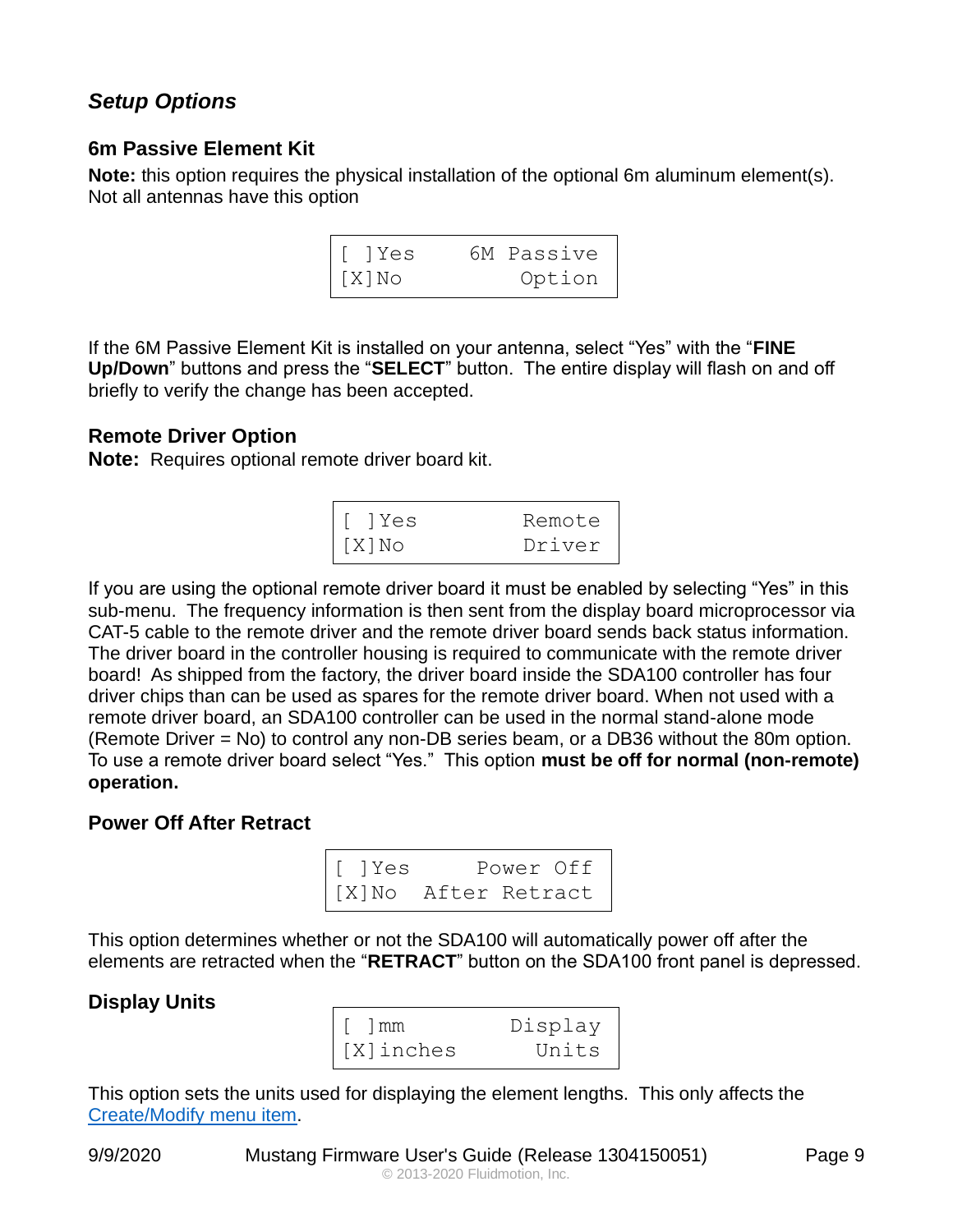## *Setup Options*

### 6m Passive Element Kit

**Note:** this option requires the physical installation of the optional 6m aluminum element(s). Not all antennas have this option

```
[ ]Yes     6M Passive
[X]No          Option
```

If the 6M Passive Element Kit is installed on your antenna, select "Yes" with the "**FINE Up/Down**" buttons and press the "**SELECT**" button. The entire display will flash on and off briefly to verify the change has been accepted.

### Remote Driver Option

**Note:** Requires optional remote driver board kit.

```
[ ]Yes         Remote
[X]No          Driver
```

If you are using the optional remote driver board it must be enabled by selecting "Yes" in this sub-menu. The frequency information is then sent from the display board microprocessor via CAT-5 cable to the remote driver and the remote driver board sends back status information. The driver board in the controller housing is required to communicate with the remote driver board! As shipped from the factory, the driver board inside the SDA100 controller has four driver chips than can be used as spares for the remote driver board. When not used with a remote driver board, an SDA100 controller can be used in the normal stand-alone mode (Remote Driver = No) to control any non-DB series beam, or a DB36 without the 80m option. To use a remote driver board select "Yes." This option **must be off for normal (non-remote) operation.**

### Power Off After Retract

```
[ ]Yes      Power Off
[X]No   After Retract
```

This option determines whether or not the SDA100 will automatically power off after the elements are retracted when the "**RETRACT**" button on the SDA100 front panel is depressed.

### Display Units

```
[ ]mm         Display
[X]inches       Units
```

This option sets the units used for displaying the element lengths. This only affects the Create/Modify menu item.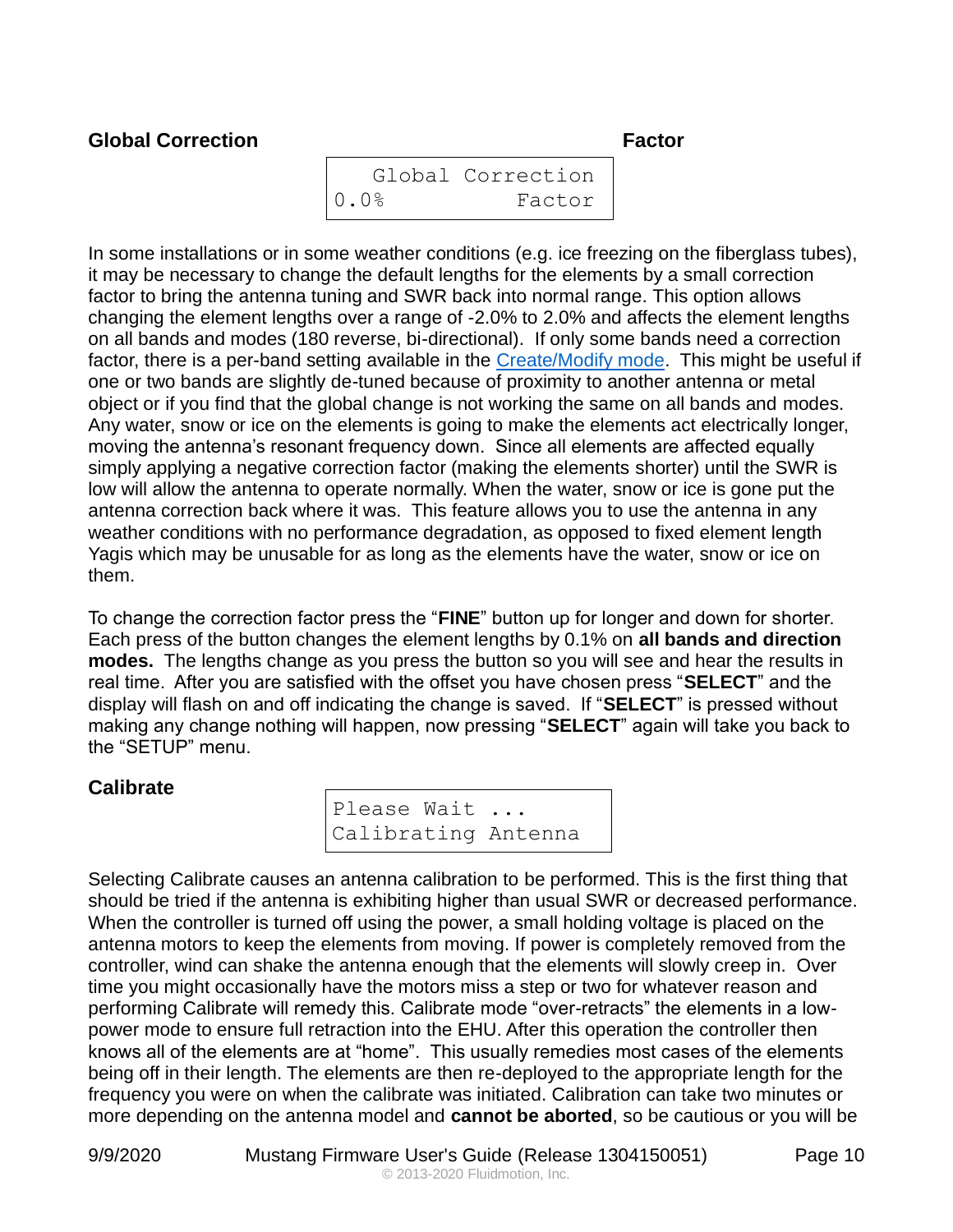## Global Correction Factor

```
   Global Correction
0.0%          Factor
```

In some installations or in some weather conditions (e.g. ice freezing on the fiberglass tubes), it may be necessary to change the default lengths for the elements by a small correction factor to bring the antenna tuning and SWR back into normal range. This option allows changing the element lengths over a range of -2.0% to 2.0% and affects the element lengths on all bands and modes (180 reverse, bi-directional). If only some bands need a correction factor, there is a per-band setting available in the Create/Modify mode. This might be useful if one or two bands are slightly de-tuned because of proximity to another antenna or metal object or if you find that the global change is not working the same on all bands and modes. Any water, snow or ice on the elements is going to make the elements act electrically longer, moving the antenna's resonant frequency down. Since all elements are affected equally simply applying a negative correction factor (making the elements shorter) until the SWR is low will allow the antenna to operate normally. When the water, snow or ice is gone put the antenna correction back where it was. This feature allows you to use the antenna in any weather conditions with no performance degradation, as opposed to fixed element length Yagis which may be unusable for as long as the elements have the water, snow or ice on them.

To change the correction factor press the "**FINE**" button up for longer and down for shorter. Each press of the button changes the element lengths by 0.1% on **all bands and direction modes.** The lengths change as you press the button so you will see and hear the results in real time. After you are satisfied with the offset you have chosen press "**SELECT**" and the display will flash on and off indicating the change is saved. If "**SELECT**" is pressed without making any change nothing will happen, now pressing "**SELECT**" again will take you back to the "SETUP" menu.

## Calibrate

```
Please Wait ...
Calibrating Antenna
```

Selecting Calibrate causes an antenna calibration to be performed. This is the first thing that should be tried if the antenna is exhibiting higher than usual SWR or decreased performance. When the controller is turned off using the power, a small holding voltage is placed on the antenna motors to keep the elements from moving. If power is completely removed from the controller, wind can shake the antenna enough that the elements will slowly creep in. Over time you might occasionally have the motors miss a step or two for whatever reason and performing Calibrate will remedy this. Calibrate mode "over-retracts" the elements in a low-power mode to ensure full retraction into the EHU. After this operation the controller then knows all of the elements are at "home". This usually remedies most cases of the elements being off in their length. The elements are then re-deployed to the appropriate length for the frequency you were on when the calibrate was initiated. Calibration can take two minutes or more depending on the antenna model and **cannot be aborted**, so be cautious or you will be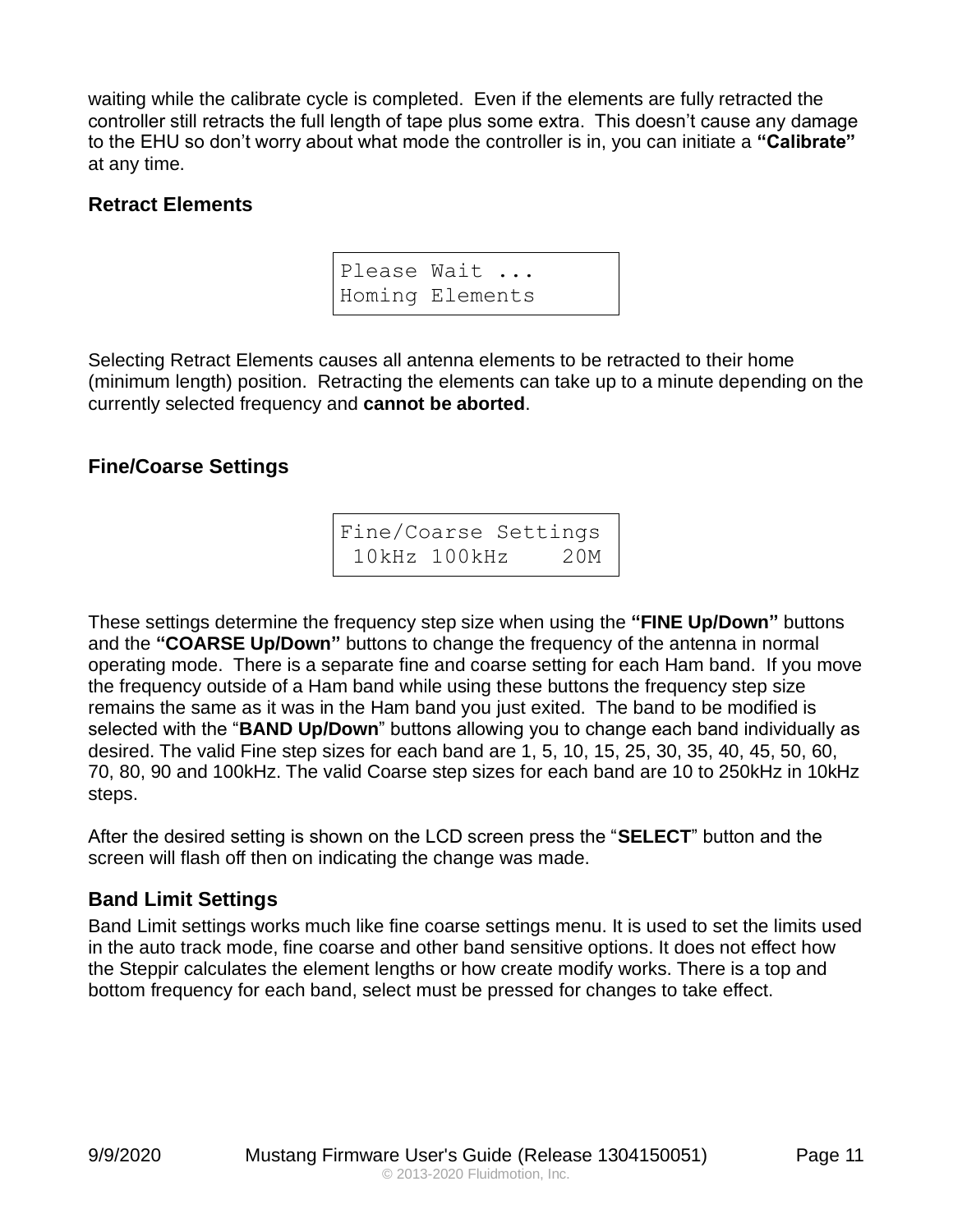waiting while the calibrate cycle is completed. Even if the elements are fully retracted the controller still retracts the full length of tape plus some extra. This doesn't cause any damage to the EHU so don't worry about what mode the controller is in, you can initiate a **"Calibrate"** at any time.

### Retract Elements

```
Please Wait ...
Homing Elements
```

Selecting Retract Elements causes all antenna elements to be retracted to their home (minimum length) position. Retracting the elements can take up to a minute depending on the currently selected frequency and **cannot be aborted**.

### Fine/Coarse Settings

```
Fine/Coarse Settings
 10kHz 100kHz    20M
```

These settings determine the frequency step size when using the **"FINE Up/Down"** buttons and the **"COARSE Up/Down"** buttons to change the frequency of the antenna in normal operating mode. There is a separate fine and coarse setting for each Ham band. If you move the frequency outside of a Ham band while using these buttons the frequency step size remains the same as it was in the Ham band you just exited. The band to be modified is selected with the "**BAND Up/Down**" buttons allowing you to change each band individually as desired. The valid Fine step sizes for each band are 1, 5, 10, 15, 25, 30, 35, 40, 45, 50, 60, 70, 80, 90 and 100kHz. The valid Coarse step sizes for each band are 10 to 250kHz in 10kHz steps.

After the desired setting is shown on the LCD screen press the "**SELECT**" button and the screen will flash off then on indicating the change was made.

### Band Limit Settings

Band Limit settings works much like fine coarse settings menu. It is used to set the limits used in the auto track mode, fine coarse and other band sensitive options. It does not effect how the Steppir calculates the element lengths or how create modify works. There is a top and bottom frequency for each band, select must be pressed for changes to take effect.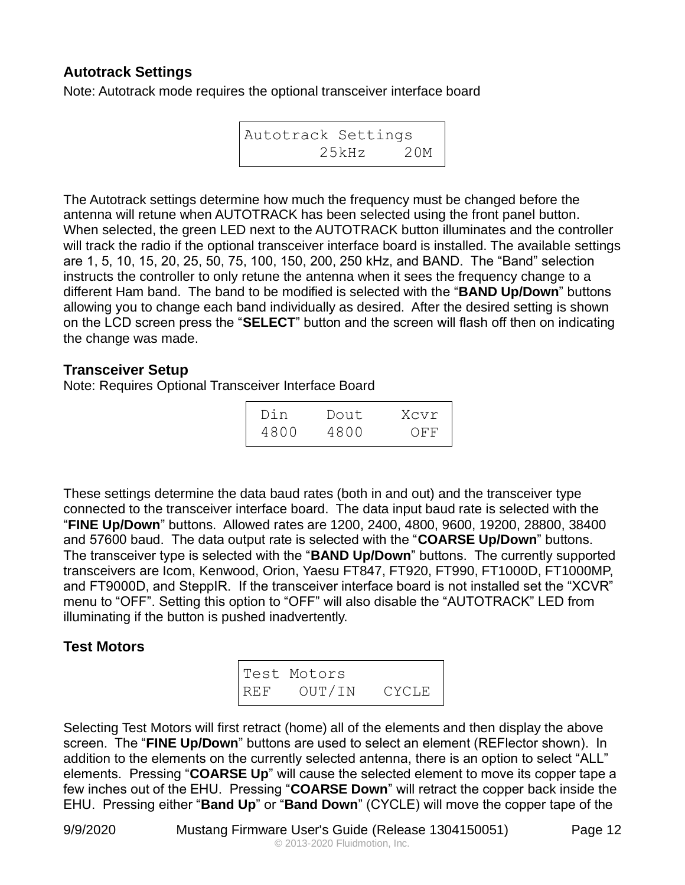### Autotrack Settings

Note: Autotrack mode requires the optional transceiver interface board

```
Autotrack Settings
       25kHz    20M
```

The Autotrack settings determine how much the frequency must be changed before the antenna will retune when AUTOTRACK has been selected using the front panel button. When selected, the green LED next to the AUTOTRACK button illuminates and the controller will track the radio if the optional transceiver interface board is installed. The available settings are 1, 5, 10, 15, 20, 25, 50, 75, 100, 150, 200, 250 kHz, and BAND. The "Band" selection instructs the controller to only retune the antenna when it sees the frequency change to a different Ham band. The band to be modified is selected with the "**BAND Up/Down**" buttons allowing you to change each band individually as desired. After the desired setting is shown on the LCD screen press the "**SELECT**" button and the screen will flash off then on indicating the change was made.

### Transceiver Setup

Note: Requires Optional Transceiver Interface Board

```
 Din    Dout    Xcvr
 4800   4800     OFF
```

These settings determine the data baud rates (both in and out) and the transceiver type connected to the transceiver interface board. The data input baud rate is selected with the "**FINE Up/Down**" buttons. Allowed rates are 1200, 2400, 4800, 9600, 19200, 28800, 38400 and 57600 baud. The data output rate is selected with the "**COARSE Up/Down**" buttons. The transceiver type is selected with the "**BAND Up/Down**" buttons. The currently supported transceivers are Icom, Kenwood, Orion, Yaesu FT847, FT920, FT990, FT1000D, FT1000MP, and FT9000D, and SteppIR. If the transceiver interface board is not installed set the "XCVR" menu to "OFF". Setting this option to "OFF" will also disable the "AUTOTRACK" LED from illuminating if the button is pushed inadvertently.

### Test Motors

```
Test Motors
REF   OUT/IN   CYCLE
```

Selecting Test Motors will first retract (home) all of the elements and then display the above screen. The "**FINE Up/Down**" buttons are used to select an element (REFlector shown). In addition to the elements on the currently selected antenna, there is an option to select "ALL" elements. Pressing "**COARSE Up**" will cause the selected element to move its copper tape a few inches out of the EHU. Pressing "**COARSE Down**" will retract the copper back inside the EHU. Pressing either "**Band Up**" or "**Band Down**" (CYCLE) will move the copper tape of the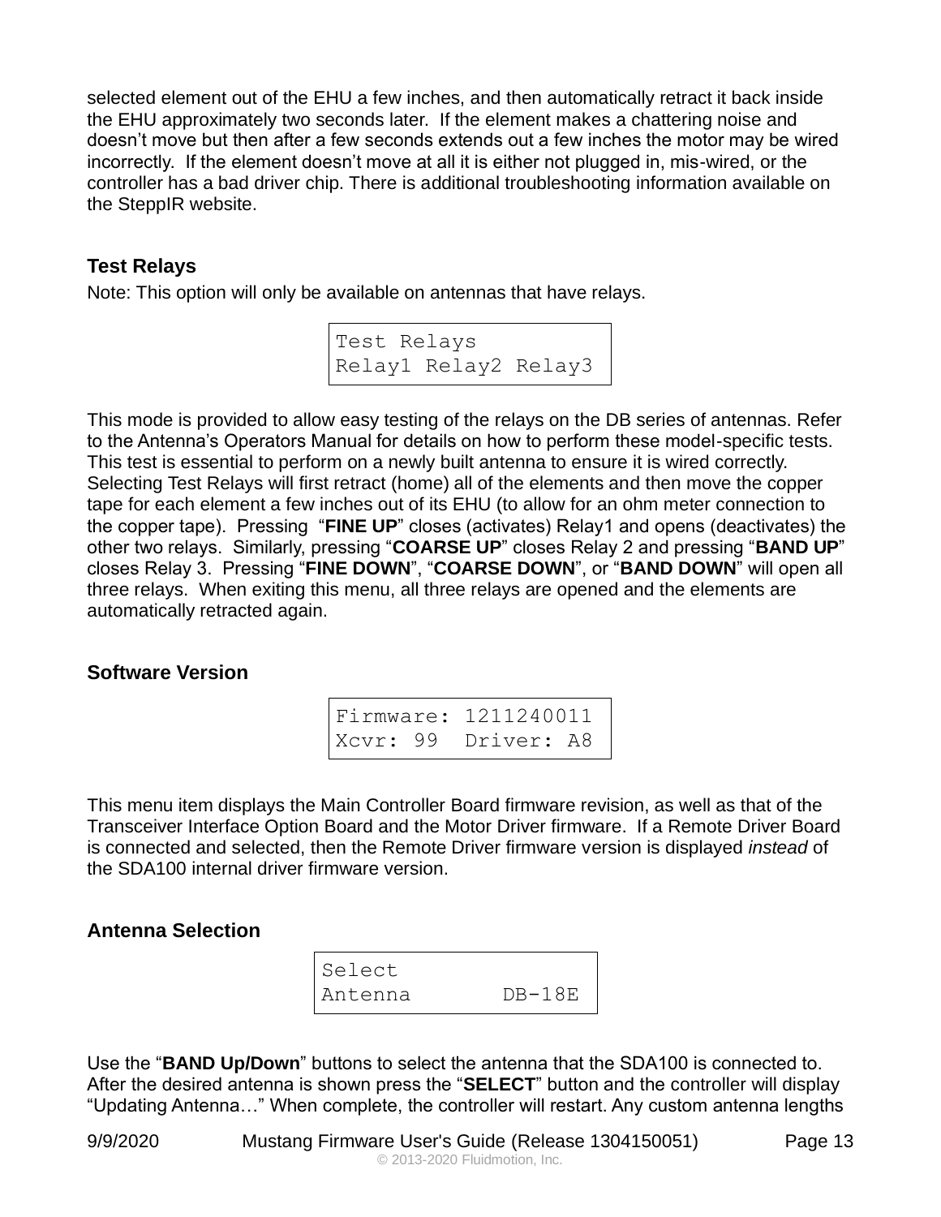selected element out of the EHU a few inches, and then automatically retract it back inside the EHU approximately two seconds later. If the element makes a chattering noise and doesn't move but then after a few seconds extends out a few inches the motor may be wired incorrectly. If the element doesn't move at all it is either not plugged in, mis-wired, or the controller has a bad driver chip. There is additional troubleshooting information available on the SteppIR website.

### Test Relays

Note: This option will only be available on antennas that have relays.

```
Test Relays
Relay1 Relay2 Relay3
```

This mode is provided to allow easy testing of the relays on the DB series of antennas. Refer to the Antenna's Operators Manual for details on how to perform these model-specific tests. This test is essential to perform on a newly built antenna to ensure it is wired correctly. Selecting Test Relays will first retract (home) all of the elements and then move the copper tape for each element a few inches out of its EHU (to allow for an ohm meter connection to the copper tape). Pressing "**FINE UP**" closes (activates) Relay1 and opens (deactivates) the other two relays. Similarly, pressing "**COARSE UP**" closes Relay 2 and pressing "**BAND UP**" closes Relay 3. Pressing "**FINE DOWN**", "**COARSE DOWN**", or "**BAND DOWN**" will open all three relays. When exiting this menu, all three relays are opened and the elements are automatically retracted again.

### Software Version

```
Firmware: 1211240011
Xcvr: 99  Driver: A8
```

This menu item displays the Main Controller Board firmware revision, as well as that of the Transceiver Interface Option Board and the Motor Driver firmware. If a Remote Driver Board is connected and selected, then the Remote Driver firmware version is displayed *instead* of the SDA100 internal driver firmware version.

### Antenna Selection

```
Select
Antenna       DB-18E
```

Use the "**BAND Up/Down**" buttons to select the antenna that the SDA100 is connected to. After the desired antenna is shown press the "**SELECT**" button and the controller will display "Updating Antenna…" When complete, the controller will restart. Any custom antenna lengths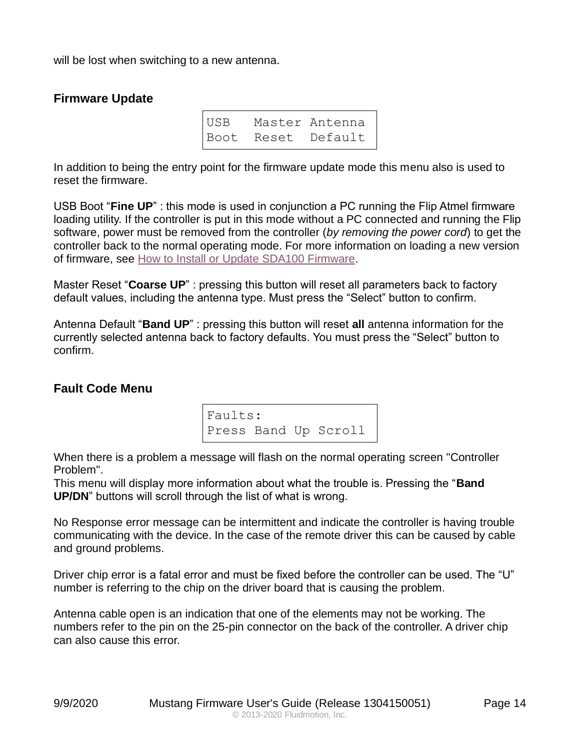will be lost when switching to a new antenna.

## Firmware Update

```
USB   Master Antenna
Boot  Reset  Default
```

In addition to being the entry point for the firmware update mode this menu also is used to reset the firmware.

USB Boot "**Fine UP**" : this mode is used in conjunction a PC running the Flip Atmel firmware loading utility. If the controller is put in this mode without a PC connected and running the Flip software, power must be removed from the controller (*by removing the power cord*) to get the controller back to the normal operating mode. For more information on loading a new version of firmware, see How to Install or Update SDA100 Firmware.

Master Reset "**Coarse UP**" : pressing this button will reset all parameters back to factory default values, including the antenna type. Must press the "Select" button to confirm.

Antenna Default "**Band UP**" : pressing this button will reset **all** antenna information for the currently selected antenna back to factory defaults. You must press the "Select" button to confirm.

## Fault Code Menu

```
Faults:
Press Band Up Scroll
```

When there is a problem a message will flash on the normal operating screen "Controller Problem".
This menu will display more information about what the trouble is. Pressing the "**Band UP/DN**" buttons will scroll through the list of what is wrong.

No Response error message can be intermittent and indicate the controller is having trouble communicating with the device. In the case of the remote driver this can be caused by cable and ground problems.

Driver chip error is a fatal error and must be fixed before the controller can be used. The "U" number is referring to the chip on the driver board that is causing the problem.

Antenna cable open is an indication that one of the elements may not be working. The numbers refer to the pin on the 25-pin connector on the back of the controller. A driver chip can also cause this error.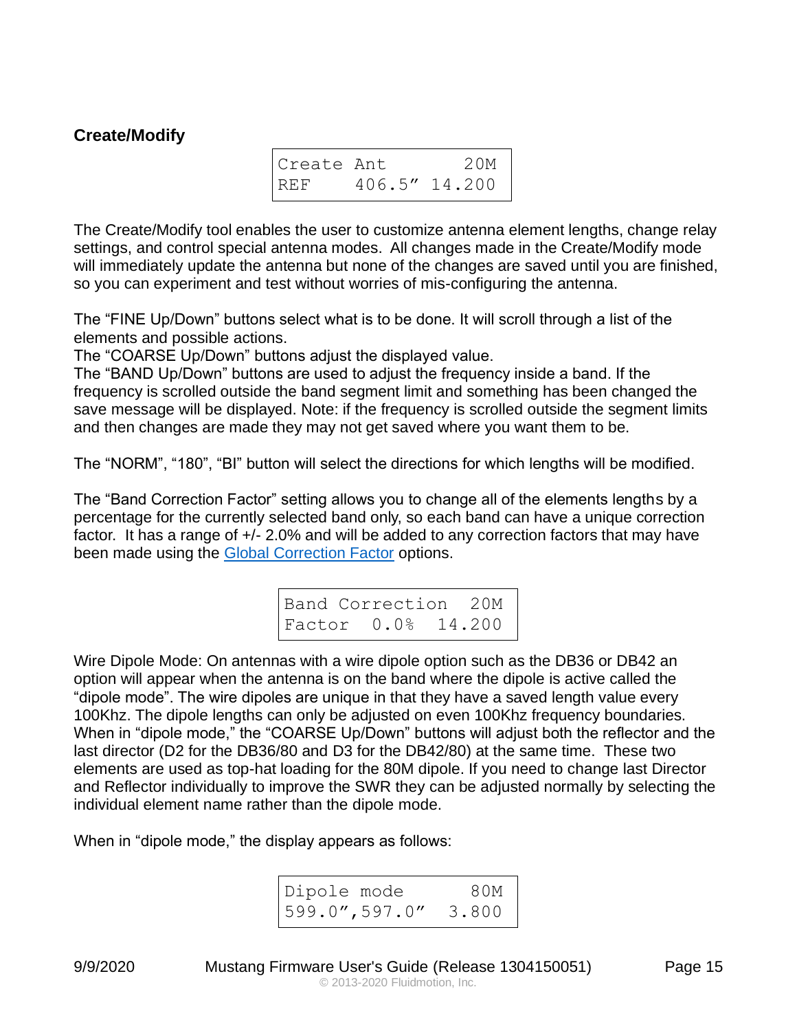### Create/Modify

```
Create Ant       20M
REF    406.5” 14.200
```

The Create/Modify tool enables the user to customize antenna element lengths, change relay settings, and control special antenna modes. All changes made in the Create/Modify mode will immediately update the antenna but none of the changes are saved until you are finished, so you can experiment and test without worries of mis-configuring the antenna.

The “FINE Up/Down” buttons select what is to be done. It will scroll through a list of the elements and possible actions.
The “COARSE Up/Down” buttons adjust the displayed value.
The “BAND Up/Down” buttons are used to adjust the frequency inside a band. If the frequency is scrolled outside the band segment limit and something has been changed the save message will be displayed. Note: if the frequency is scrolled outside the segment limits and then changes are made they may not get saved where you want them to be.

The “NORM”, “180”, “BI” button will select the directions for which lengths will be modified.

The “Band Correction Factor” setting allows you to change all of the elements lengths by a percentage for the currently selected band only, so each band can have a unique correction factor. It has a range of +/- 2.0% and will be added to any correction factors that may have been made using the Global Correction Factor options.

```
Band Correction  20M
Factor  0.0%  14.200
```

Wire Dipole Mode: On antennas with a wire dipole option such as the DB36 or DB42 an option will appear when the antenna is on the band where the dipole is active called the “dipole mode”. The wire dipoles are unique in that they have a saved length value every 100Khz. The dipole lengths can only be adjusted on even 100Khz frequency boundaries. When in “dipole mode,” the “COARSE Up/Down” buttons will adjust both the reflector and the last director (D2 for the DB36/80 and D3 for the DB42/80) at the same time. These two elements are used as top-hat loading for the 80M dipole. If you need to change last Director and Reflector individually to improve the SWR they can be adjusted normally by selecting the individual element name rather than the dipole mode.

When in “dipole mode,” the display appears as follows:

```
Dipole mode      80M
599.0”,597.0”  3.800
```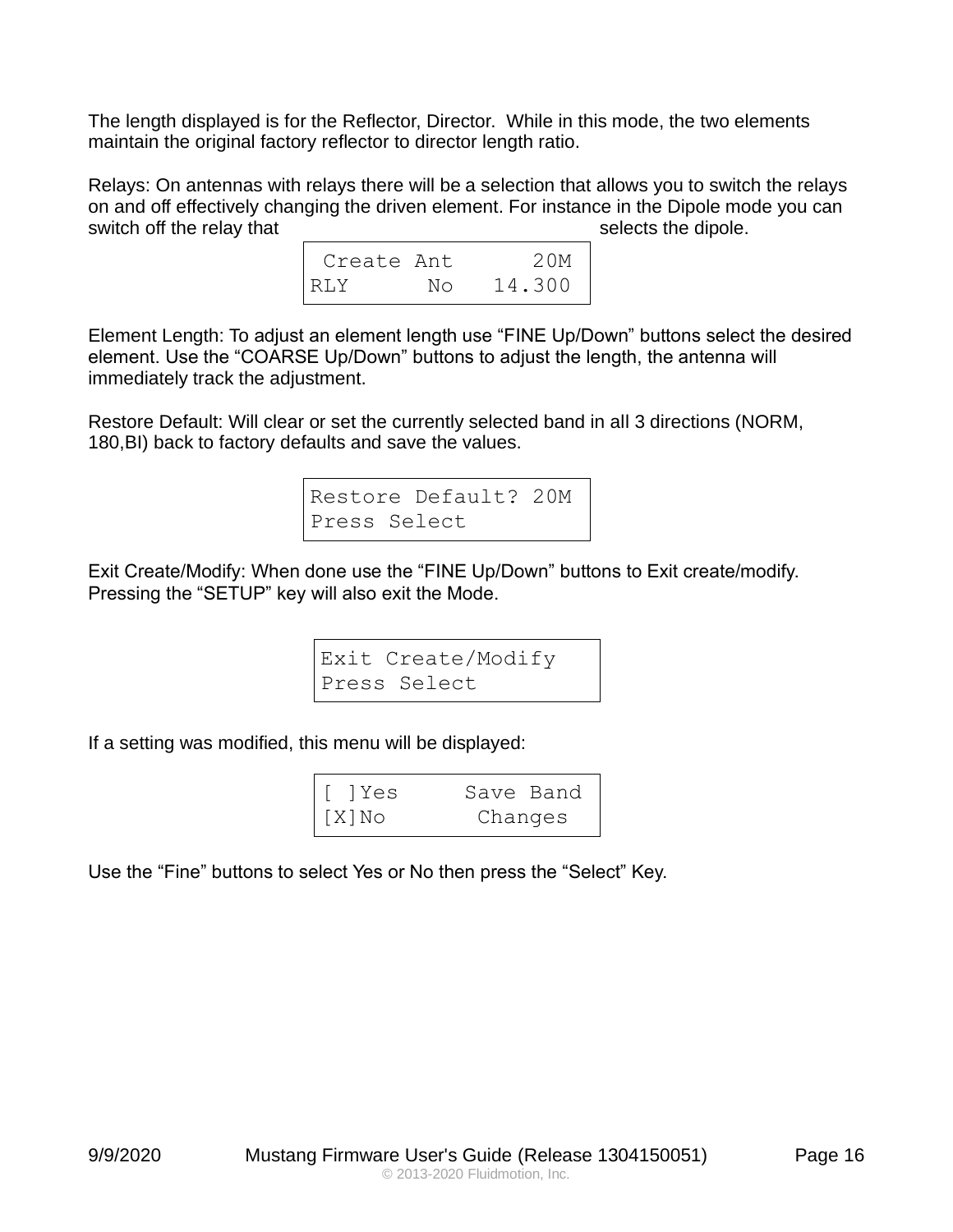The length displayed is for the Reflector, Director. While in this mode, the two elements maintain the original factory reflector to director length ratio.

Relays: On antennas with relays there will be a selection that allows you to switch the relays on and off effectively changing the driven element. For instance in the Dipole mode you can switch off the relay that selects the dipole.

```
 Create Ant      20M
RLY       No   14.300
```

Element Length: To adjust an element length use “FINE Up/Down” buttons select the desired element. Use the “COARSE Up/Down” buttons to adjust the length, the antenna will immediately track the adjustment.

Restore Default: Will clear or set the currently selected band in all 3 directions (NORM, 180,BI) back to factory defaults and save the values.

```
Restore Default? 20M
Press Select
```

Exit Create/Modify: When done use the “FINE Up/Down” buttons to Exit create/modify. Pressing the “SETUP” key will also exit the Mode.

```
Exit Create/Modify
Press Select
```

If a setting was modified, this menu will be displayed:

```
[ ]Yes     Save Band
[X]No       Changes
```

Use the “Fine” buttons to select Yes or No then press the “Select” Key.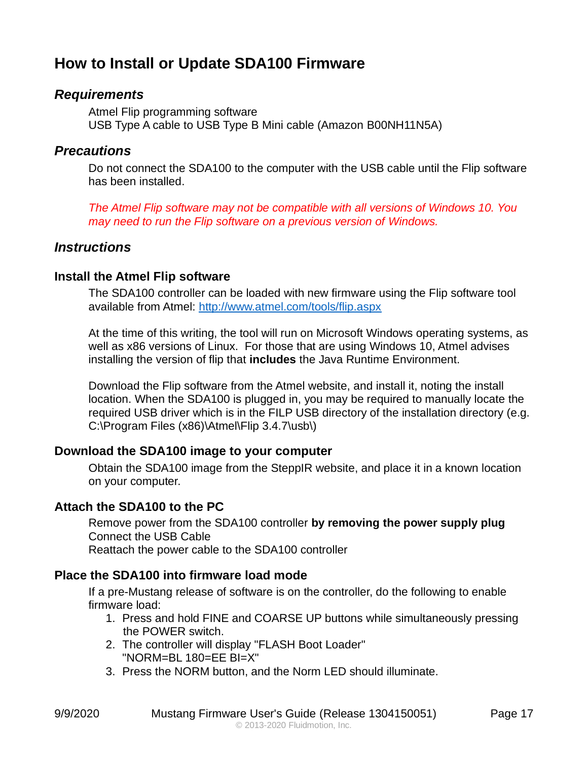# How to Install or Update SDA100 Firmware

## *Requirements*

Atmel Flip programming software
USB Type A cable to USB Type B Mini cable (Amazon B00NH11N5A)

## *Precautions*

Do not connect the SDA100 to the computer with the USB cable until the Flip software has been installed.

*The Atmel Flip software may not be compatible with all versions of Windows 10. You may need to run the Flip software on a previous version of Windows.*

## *Instructions*

### Install the Atmel Flip software

The SDA100 controller can be loaded with new firmware using the Flip software tool available from Atmel: [http://www.atmel.com/tools/flip.aspx](http://www.atmel.com/tools/flip.aspx)

At the time of this writing, the tool will run on Microsoft Windows operating systems, as well as x86 versions of Linux. For those that are using Windows 10, Atmel advises installing the version of flip that **includes** the Java Runtime Environment.

Download the Flip software from the Atmel website, and install it, noting the install location. When the SDA100 is plugged in, you may be required to manually locate the required USB driver which is in the FILP USB directory of the installation directory (e.g. C:\Program Files (x86)\Atmel\Flip 3.4.7\usb\)

### Download the SDA100 image to your computer

Obtain the SDA100 image from the SteppIR website, and place it in a known location on your computer.

### Attach the SDA100 to the PC

Remove power from the SDA100 controller **by removing the power supply plug**
Connect the USB Cable
Reattach the power cable to the SDA100 controller

### Place the SDA100 into firmware load mode

If a pre-Mustang release of software is on the controller, do the following to enable firmware load:

1. Press and hold FINE and COARSE UP buttons while simultaneously pressing the POWER switch.
2. The controller will display "FLASH Boot Loader" "NORM=BL 180=EE BI=X"
3. Press the NORM button, and the Norm LED should illuminate.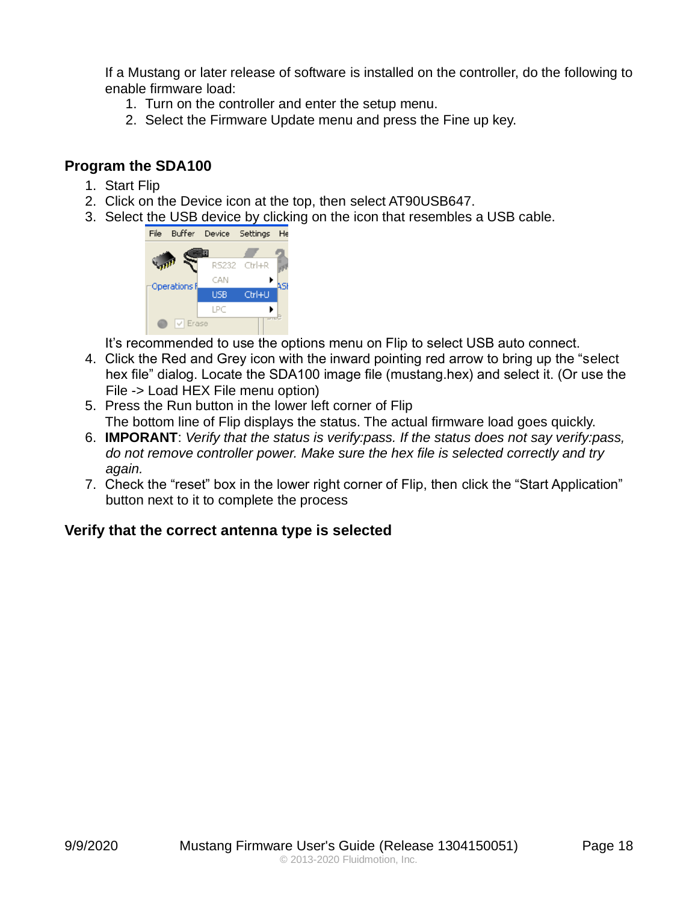If a Mustang or later release of software is installed on the controller, do the following to enable firmware load:

1. Turn on the controller and enter the setup menu.
2. Select the Firmware Update menu and press the Fine up key.

### Program the SDA100

1. Start Flip
2. Click on the Device icon at the top, then select AT90USB647.
3. Select the USB device by clicking on the icon that resembles a USB cable.

   It's recommended to use the options menu on Flip to select USB auto connect.
4. Click the Red and Grey icon with the inward pointing red arrow to bring up the "select hex file" dialog. Locate the SDA100 image file (mustang.hex) and select it. (Or use the File -> Load HEX File menu option)
5. Press the Run button in the lower left corner of Flip

   The bottom line of Flip displays the status. The actual firmware load goes quickly.
6. **IMPORANT**: *Verify that the status is verify:pass. If the status does not say verify:pass, do not remove controller power. Make sure the hex file is selected correctly and try again.*
7. Check the "reset" box in the lower right corner of Flip, then click the "Start Application" button next to it to complete the process

### Verify that the correct antenna type is selected